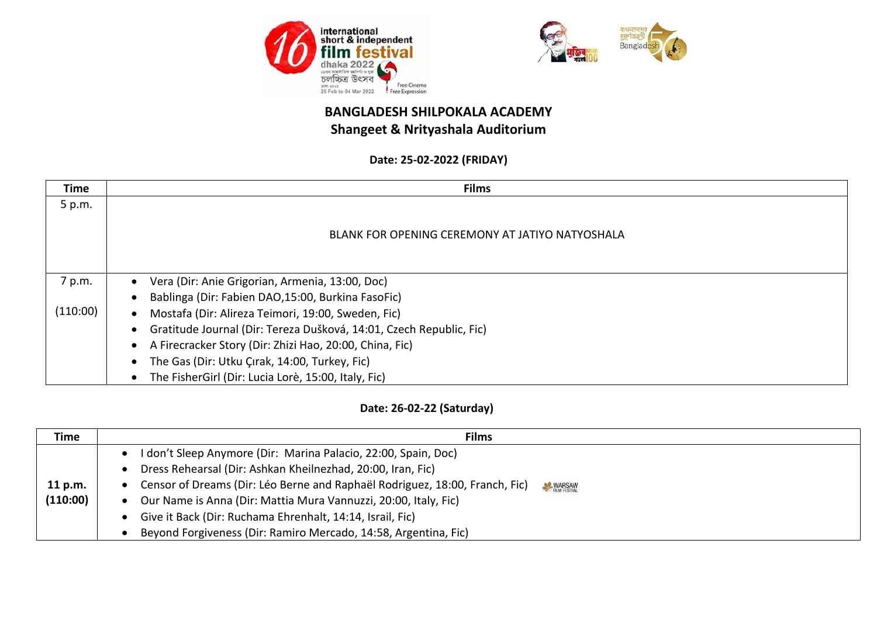**BANGLADESH SHILPOKALA ACADEMY**
**Shangeet & Nrityashala Auditorium**

**Date: 25-02-2022 (FRIDAY)**

| Time | Films |
|---|---|
| 5 p.m. | BLANK FOR OPENING CEREMONY AT JATIYO NATYOSHALA |
| 7 p.m. (110:00) | • Vera (Dir: Anie Grigorian, Armenia, 13:00, Doc) • Bablinga (Dir: Fabien DAO,15:00, Burkina FasoFic) • Mostafa (Dir: Alireza Teimori, 19:00, Sweden, Fic) • Gratitude Journal (Dir: Tereza Dušková, 14:01, Czech Republic, Fic) • A Firecracker Story (Dir: Zhizi Hao, 20:00, China, Fic) • The Gas (Dir: Utku Çırak, 14:00, Turkey, Fic) • The FisherGirl (Dir: Lucia Lorè, 15:00, Italy, Fic) |

**Date: 26-02-22 (Saturday)**

| Time | Films |
|---|---|
| **11 p.m. (110:00)** | • I don't Sleep Anymore (Dir: Marina Palacio, 22:00, Spain, Doc) • Dress Rehearsal (Dir: Ashkan Kheilnezhad, 20:00, Iran, Fic) • Censor of Dreams (Dir: Léo Berne and Raphaël Rodriguez, 18:00, Franch, Fic) WARSAW FILM FESTIVAL • Our Name is Anna (Dir: Mattia Mura Vannuzzi, 20:00, Italy, Fic) • Give it Back (Dir: Ruchama Ehrenhalt, 14:14, Israil, Fic) • Beyond Forgiveness (Dir: Ramiro Mercado, 14:58, Argentina, Fic) |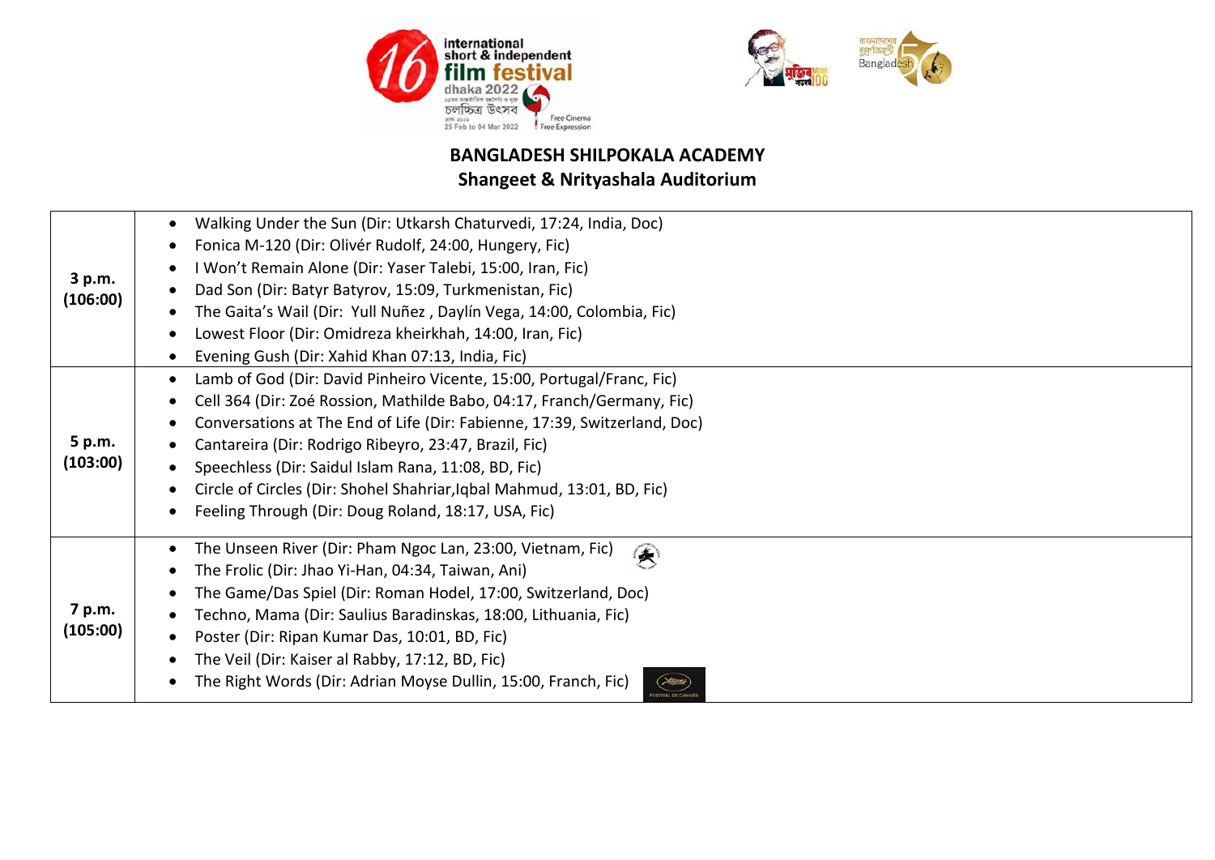## BANGLADESH SHILPOKALA ACADEMY
## Shangeet & Nrityashala Auditorium

| Time | Films |
|---|---|
| **3 p.m. (106:00)** | • Walking Under the Sun (Dir: Utkarsh Chaturvedi, 17:24, India, Doc)<br>• Fonica M-120 (Dir: Olivér Rudolf, 24:00, Hungery, Fic)<br>• I Won't Remain Alone (Dir: Yaser Talebi, 15:00, Iran, Fic)<br>• Dad Son (Dir: Batyr Batyrov, 15:09, Turkmenistan, Fic)<br>• The Gaita's Wail (Dir: Yull Nuñez , Daylín Vega, 14:00, Colombia, Fic)<br>• Lowest Floor (Dir: Omidreza kheirkhah, 14:00, Iran, Fic)<br>• Evening Gush (Dir: Xahid Khan 07:13, India, Fic) |
| **5 p.m. (103:00)** | • Lamb of God (Dir: David Pinheiro Vicente, 15:00, Portugal/Franc, Fic)<br>• Cell 364 (Dir: Zoé Rossion, Mathilde Babo, 04:17, Franch/Germany, Fic)<br>• Conversations at The End of Life (Dir: Fabienne, 17:39, Switzerland, Doc)<br>• Cantareira (Dir: Rodrigo Ribeyro, 23:47, Brazil, Fic)<br>• Speechless (Dir: Saidul Islam Rana, 11:08, BD, Fic)<br>• Circle of Circles (Dir: Shohel Shahriar,Iqbal Mahmud, 13:01, BD, Fic)<br>• Feeling Through (Dir: Doug Roland, 18:17, USA, Fic) |
| **7 p.m. (105:00)** | • The Unseen River (Dir: Pham Ngoc Lan, 23:00, Vietnam, Fic)<br>• The Frolic (Dir: Jhao Yi-Han, 04:34, Taiwan, Ani)<br>• The Game/Das Spiel (Dir: Roman Hodel, 17:00, Switzerland, Doc)<br>• Techno, Mama (Dir: Saulius Baradinskas, 18:00, Lithuania, Fic)<br>• Poster (Dir: Ripan Kumar Das, 10:01, BD, Fic)<br>• The Veil (Dir: Kaiser al Rabby, 17:12, BD, Fic)<br>• The Right Words (Dir: Adrian Moyse Dullin, 15:00, Franch, Fic) |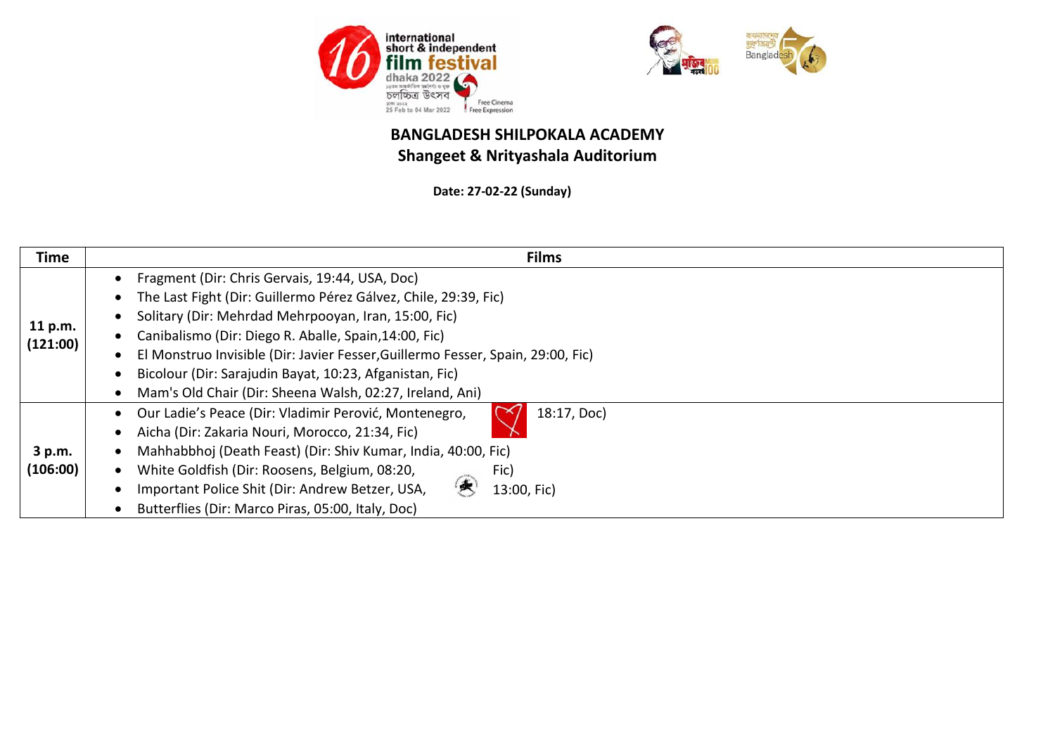## BANGLADESH SHILPOKALA ACADEMY
## Shangeet & Nrityashala Auditorium

**Date: 27-02-22 (Sunday)**

| Time | Films |
|---|---|
| **11 p.m. (121:00)** | • Fragment (Dir: Chris Gervais, 19:44, USA, Doc)<br>• The Last Fight (Dir: Guillermo Pérez Gálvez, Chile, 29:39, Fic)<br>• Solitary (Dir: Mehrdad Mehrpooyan, Iran, 15:00, Fic)<br>• Canibalismo (Dir: Diego R. Aballe, Spain,14:00, Fic)<br>• El Monstruo Invisible (Dir: Javier Fesser,Guillermo Fesser, Spain, 29:00, Fic)<br>• Bicolour (Dir: Sarajudin Bayat, 10:23, Afganistan, Fic)<br>• Mam's Old Chair (Dir: Sheena Walsh, 02:27, Ireland, Ani) |
| **3 p.m. (106:00)** | • Our Ladie's Peace (Dir: Vladimir Perović, Montenegro, 18:17, Doc)<br>• Aicha (Dir: Zakaria Nouri, Morocco, 21:34, Fic)<br>• Mahhabbhoj (Death Feast) (Dir: Shiv Kumar, India, 40:00, Fic)<br>• White Goldfish (Dir: Roosens, Belgium, 08:20, Fic)<br>• Important Police Shit (Dir: Andrew Betzer, USA, 13:00, Fic)<br>• Butterflies (Dir: Marco Piras, 05:00, Italy, Doc) |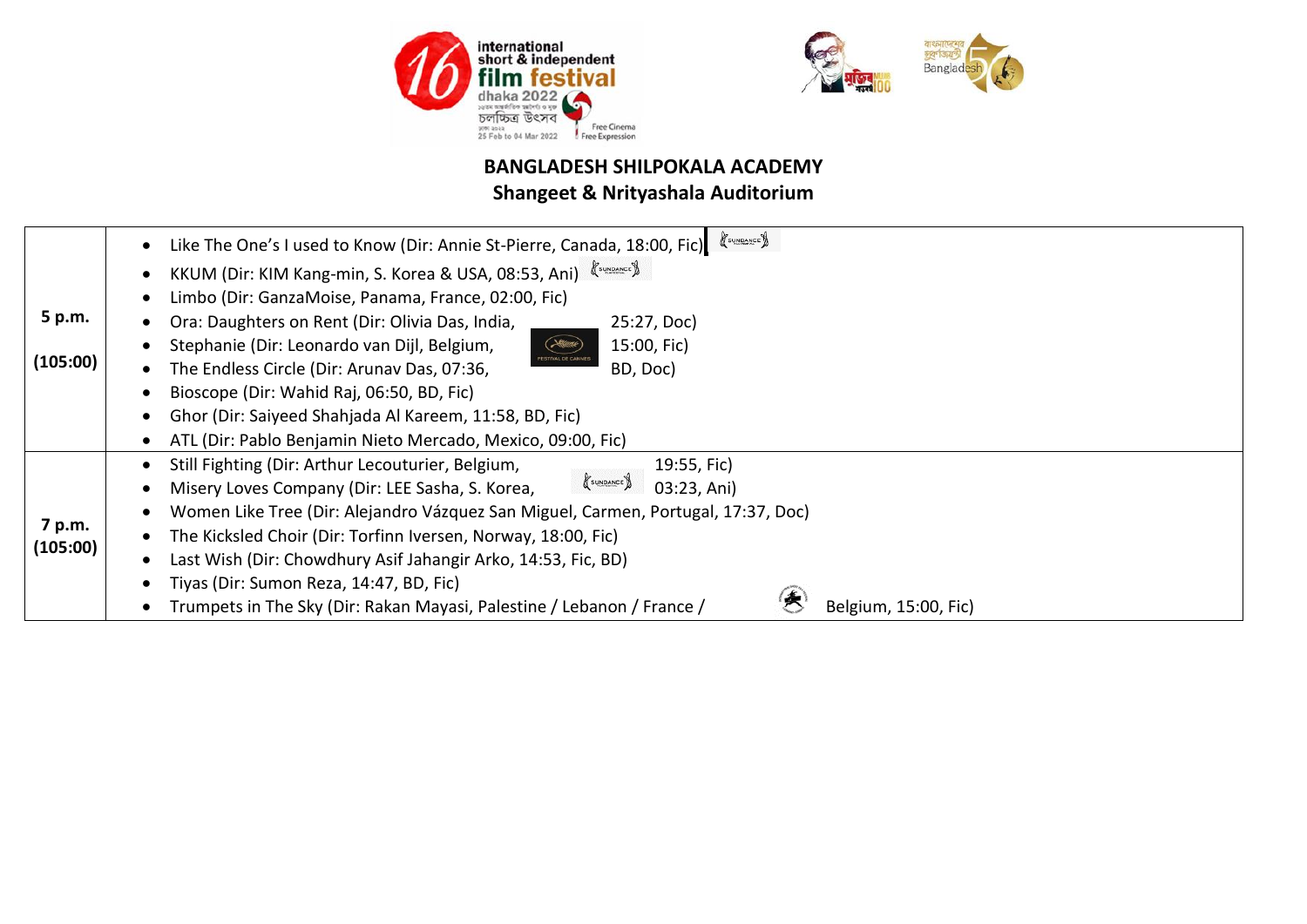**BANGLADESH SHILPOKALA ACADEMY**
**Shangeet & Nrityashala Auditorium**

| | |
|---|---|
| **5 p.m.** **(105:00)** | • Like The One's I used to Know (Dir: Annie St-Pierre, Canada, 18:00, Fic) • KKUM (Dir: KIM Kang-min, S. Korea & USA, 08:53, Ani) • Limbo (Dir: GanzaMoise, Panama, France, 02:00, Fic) • Ora: Daughters on Rent (Dir: Olivia Das, India, 25:27, Doc) • Stephanie (Dir: Leonardo van Dijl, Belgium, 15:00, Fic) • The Endless Circle (Dir: Arunav Das, 07:36, BD, Doc) • Bioscope (Dir: Wahid Raj, 06:50, BD, Fic) • Ghor (Dir: Saiyeed Shahjada Al Kareem, 11:58, BD, Fic) • ATL (Dir: Pablo Benjamin Nieto Mercado, Mexico, 09:00, Fic) |
| **7 p.m.** **(105:00)** | • Still Fighting (Dir: Arthur Lecouturier, Belgium, 19:55, Fic) • Misery Loves Company (Dir: LEE Sasha, S. Korea, 03:23, Ani) • Women Like Tree (Dir: Alejandro Vázquez San Miguel, Carmen, Portugal, 17:37, Doc) • The Kicksled Choir (Dir: Torfinn Iversen, Norway, 18:00, Fic) • Last Wish (Dir: Chowdhury Asif Jahangir Arko, 14:53, Fic, BD) • Tiyas (Dir: Sumon Reza, 14:47, BD, Fic) • Trumpets in The Sky (Dir: Rakan Mayasi, Palestine / Lebanon / France / Belgium, 15:00, Fic) |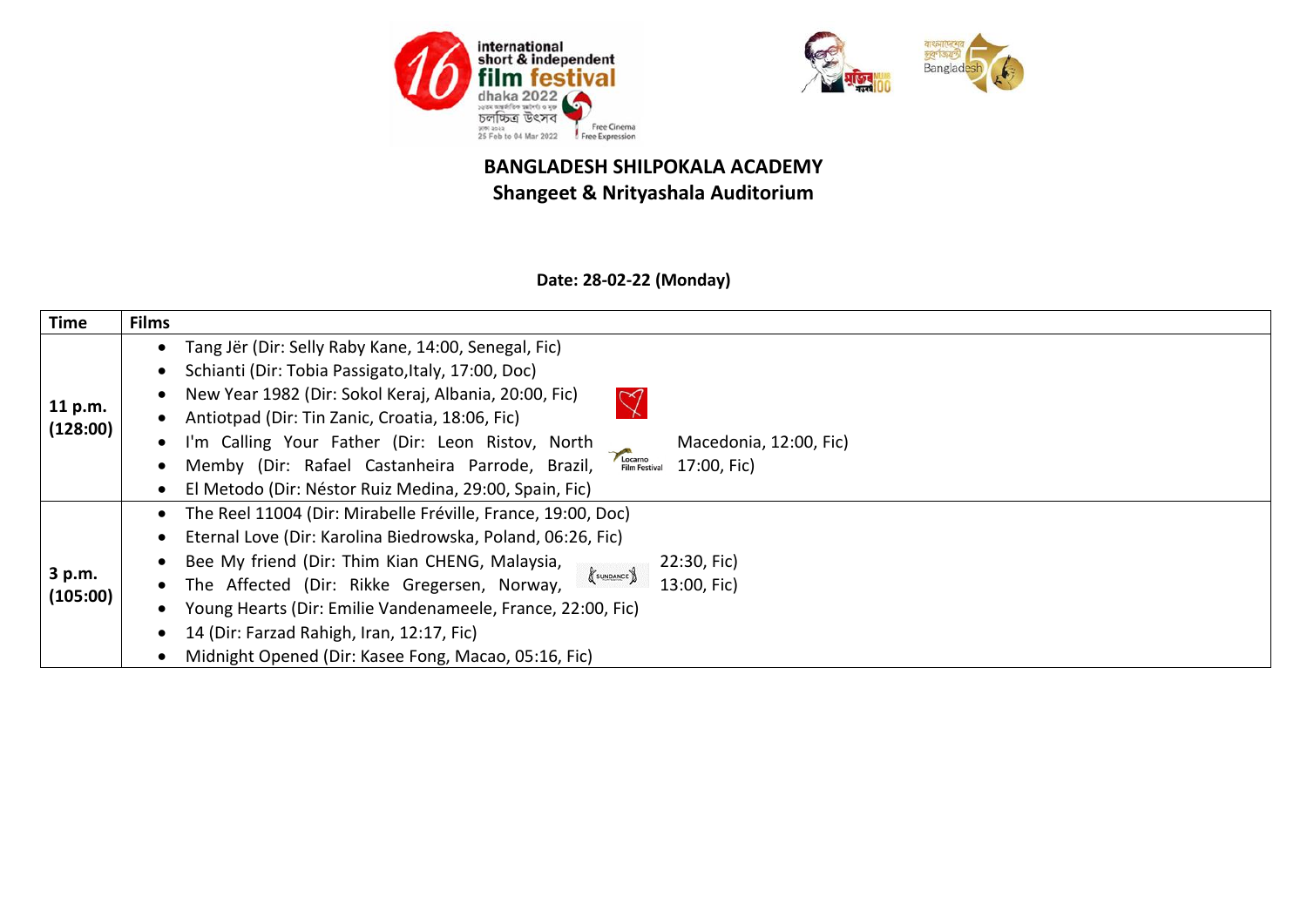## BANGLADESH SHILPOKALA ACADEMY
## Shangeet & Nrityashala Auditorium

**Date: 28-02-22 (Monday)**

| Time | Films |
|---|---|
| **11 p.m. (128:00)** | • Tang Jër (Dir: Selly Raby Kane, 14:00, Senegal, Fic)<br>• Schianti (Dir: Tobia Passigato,Italy, 17:00, Doc)<br>• New Year 1982 (Dir: Sokol Keraj, Albania, 20:00, Fic)<br>• Antiotpad (Dir: Tin Zanic, Croatia, 18:06, Fic)<br>• I'm Calling Your Father (Dir: Leon Ristov, North Macedonia, 12:00, Fic)<br>• Memby (Dir: Rafael Castanheira Parrode, Brazil, 17:00, Fic)<br>• El Metodo (Dir: Néstor Ruiz Medina, 29:00, Spain, Fic) |
| **3 p.m. (105:00)** | • The Reel 11004 (Dir: Mirabelle Fréville, France, 19:00, Doc)<br>• Eternal Love (Dir: Karolina Biedrowska, Poland, 06:26, Fic)<br>• Bee My friend (Dir: Thim Kian CHENG, Malaysia, 22:30, Fic)<br>• The Affected (Dir: Rikke Gregersen, Norway, 13:00, Fic)<br>• Young Hearts (Dir: Emilie Vandenameele, France, 22:00, Fic)<br>• 14 (Dir: Farzad Rahigh, Iran, 12:17, Fic)<br>• Midnight Opened (Dir: Kasee Fong, Macao, 05:16, Fic) |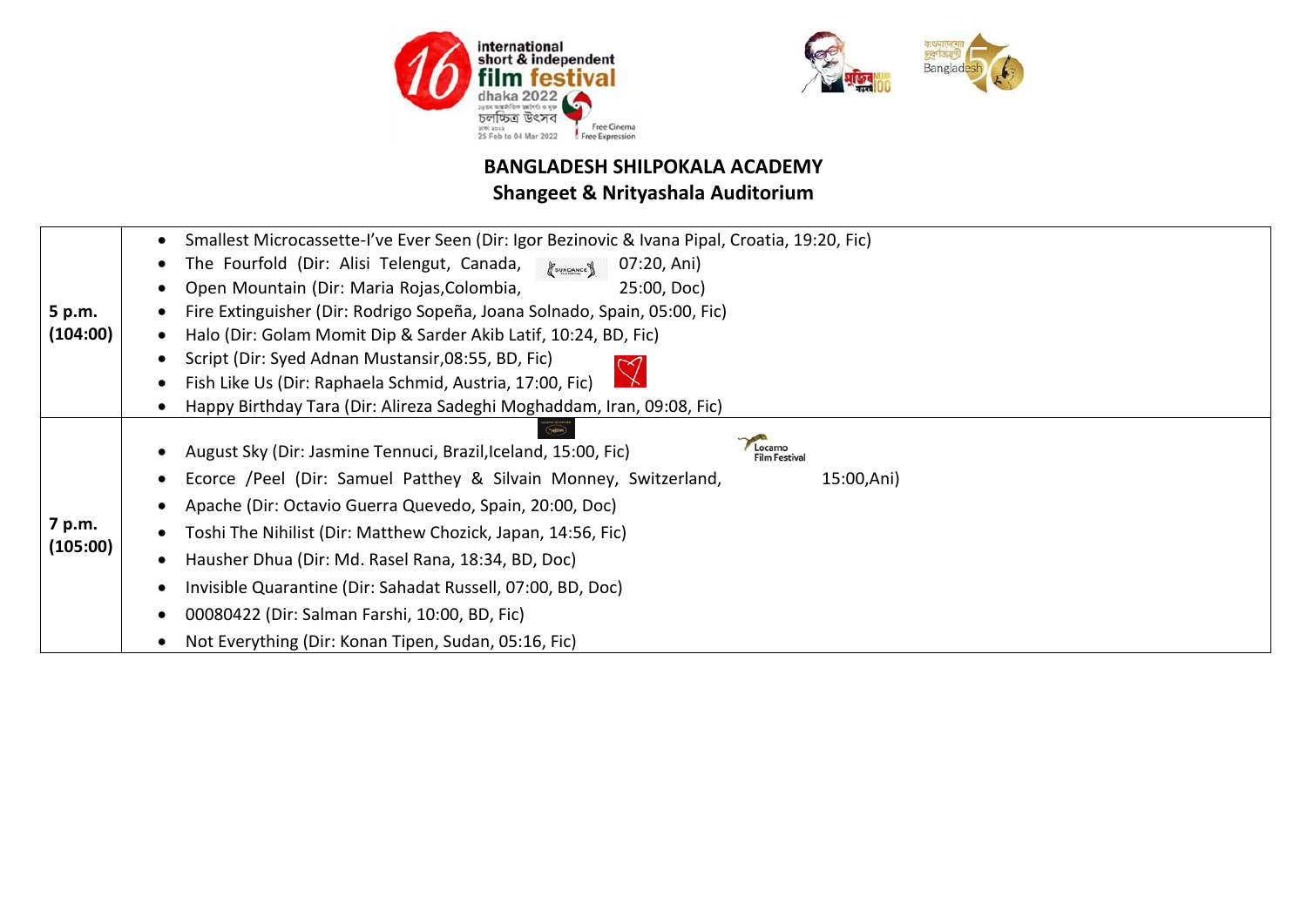## BANGLADESH SHILPOKALA ACADEMY
## Shangeet & Nrityashala Auditorium

| Time | Films |
|---|---|
| **5 p.m. (104:00)** | • Smallest Microcassette-I've Ever Seen (Dir: Igor Bezinovic & Ivana Pipal, Croatia, 19:20, Fic)<br>• The Fourfold (Dir: Alisi Telengut, Canada, 07:20, Ani)<br>• Open Mountain (Dir: Maria Rojas,Colombia, 25:00, Doc)<br>• Fire Extinguisher (Dir: Rodrigo Sopeña, Joana Solnado, Spain, 05:00, Fic)<br>• Halo (Dir: Golam Momit Dip & Sarder Akib Latif, 10:24, BD, Fic)<br>• Script (Dir: Syed Adnan Mustansir,08:55, BD, Fic)<br>• Fish Like Us (Dir: Raphaela Schmid, Austria, 17:00, Fic)<br>• Happy Birthday Tara (Dir: Alireza Sadeghi Moghaddam, Iran, 09:08, Fic) |
| **7 p.m. (105:00)** | • August Sky (Dir: Jasmine Tennuci, Brazil,Iceland, 15:00, Fic)<br>• Ecorce /Peel (Dir: Samuel Patthey & Silvain Monney, Switzerland, 15:00,Ani)<br>• Apache (Dir: Octavio Guerra Quevedo, Spain, 20:00, Doc)<br>• Toshi The Nihilist (Dir: Matthew Chozick, Japan, 14:56, Fic)<br>• Hausher Dhua (Dir: Md. Rasel Rana, 18:34, BD, Doc)<br>• Invisible Quarantine (Dir: Sahadat Russell, 07:00, BD, Doc)<br>• 00080422 (Dir: Salman Farshi, 10:00, BD, Fic)<br>• Not Everything (Dir: Konan Tipen, Sudan, 05:16, Fic) |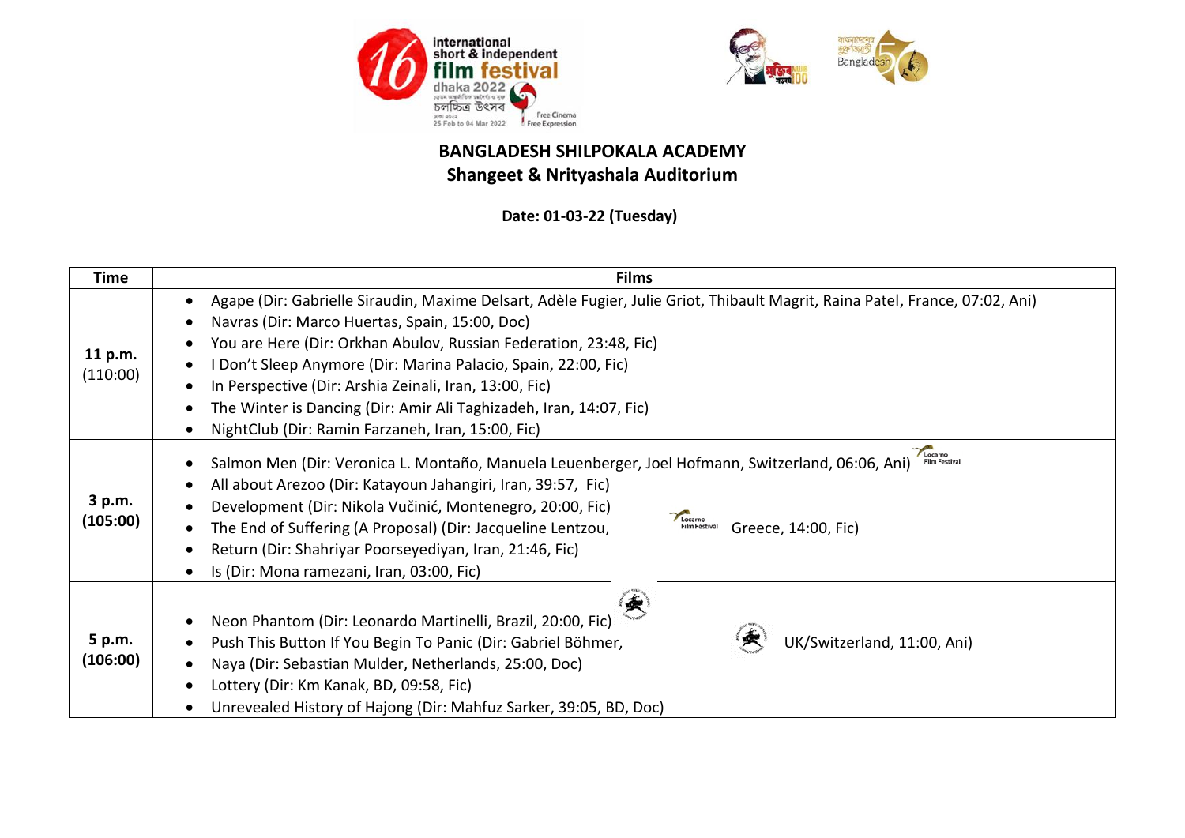## BANGLADESH SHILPOKALA ACADEMY
## Shangeet & Nrityashala Auditorium

**Date: 01-03-22 (Tuesday)**

| Time | Films |
| --- | --- |
| **11 p.m.** (110:00) | • Agape (Dir: Gabrielle Siraudin, Maxime Delsart, Adèle Fugier, Julie Griot, Thibault Magrit, Raina Patel, France, 07:02, Ani)<br>• Navras (Dir: Marco Huertas, Spain, 15:00, Doc)<br>• You are Here (Dir: Orkhan Abulov, Russian Federation, 23:48, Fic)<br>• I Don't Sleep Anymore (Dir: Marina Palacio, Spain, 22:00, Fic)<br>• In Perspective (Dir: Arshia Zeinali, Iran, 13:00, Fic)<br>• The Winter is Dancing (Dir: Amir Ali Taghizadeh, Iran, 14:07, Fic)<br>• NightClub (Dir: Ramin Farzaneh, Iran, 15:00, Fic) |
| **3 p.m.** **(105:00)** | • Salmon Men (Dir: Veronica L. Montaño, Manuela Leuenberger, Joel Hofmann, Switzerland, 06:06, Ani) Locarno Film Festival<br>• All about Arezoo (Dir: Katayoun Jahangiri, Iran, 39:57, Fic)<br>• Development (Dir: Nikola Vučinić, Montenegro, 20:00, Fic)<br>• The End of Suffering (A Proposal) (Dir: Jacqueline Lentzou, Locarno Film Festival Greece, 14:00, Fic)<br>• Return (Dir: Shahriyar Poorseyediyan, Iran, 21:46, Fic)<br>• Is (Dir: Mona ramezani, Iran, 03:00, Fic) |
| **5 p.m.** **(106:00)** | • Neon Phantom (Dir: Leonardo Martinelli, Brazil, 20:00, Fic)<br>• Push This Button If You Begin To Panic (Dir: Gabriel Böhmer, UK/Switzerland, 11:00, Ani)<br>• Naya (Dir: Sebastian Mulder, Netherlands, 25:00, Doc)<br>• Lottery (Dir: Km Kanak, BD, 09:58, Fic)<br>• Unrevealed History of Hajong (Dir: Mahfuz Sarker, 39:05, BD, Doc) |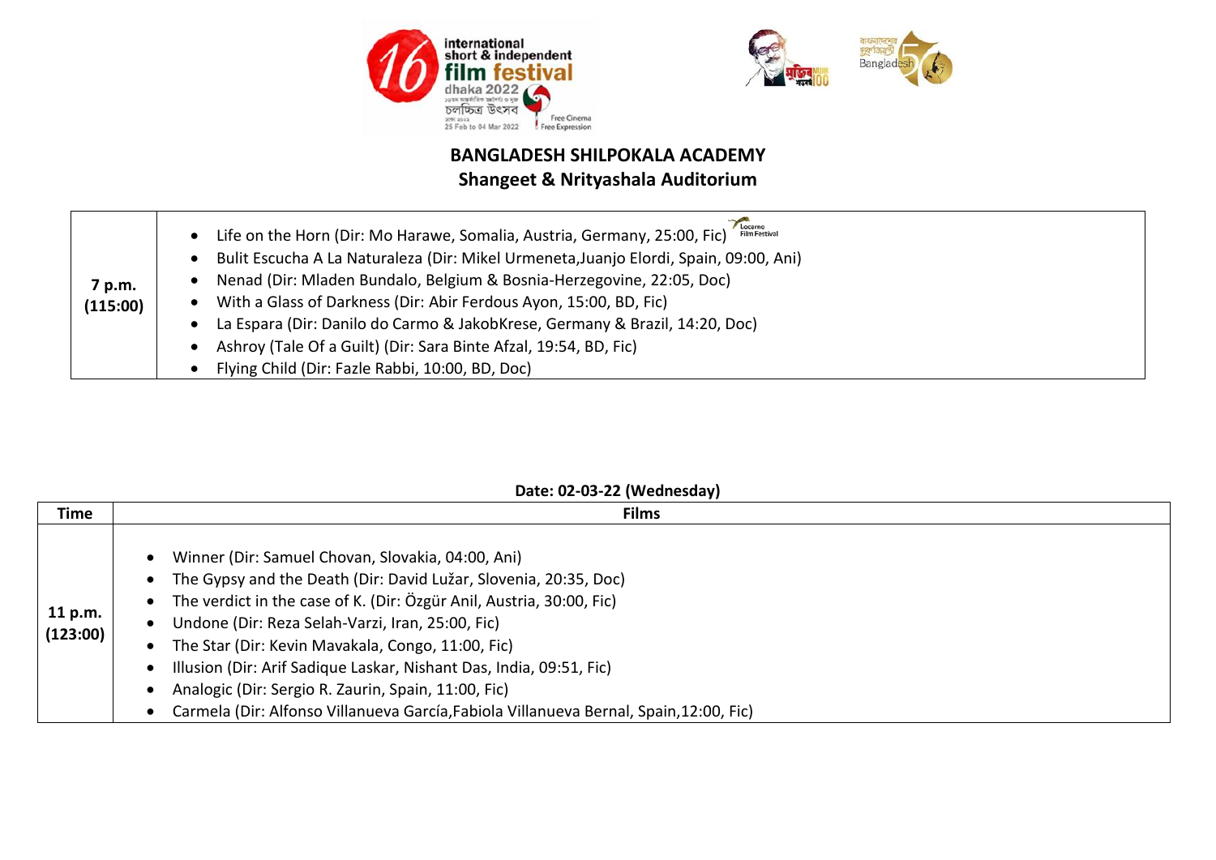## BANGLADESH SHILPOKALA ACADEMY
## Shangeet & Nrityashala Auditorium

| | |
|---|---|
| **7 p.m. (115:00)** | • Life on the Horn (Dir: Mo Harawe, Somalia, Austria, Germany, 25:00, Fic) Locarno Film Festival<br>• Bulit Escucha A La Naturaleza (Dir: Mikel Urmeneta,Juanjo Elordi, Spain, 09:00, Ani)<br>• Nenad (Dir: Mladen Bundalo, Belgium & Bosnia-Herzegovine, 22:05, Doc)<br>• With a Glass of Darkness (Dir: Abir Ferdous Ayon, 15:00, BD, Fic)<br>• La Espara (Dir: Danilo do Carmo & JakobKrese, Germany & Brazil, 14:20, Doc)<br>• Ashroy (Tale Of a Guilt) (Dir: Sara Binte Afzal, 19:54, BD, Fic)<br>• Flying Child (Dir: Fazle Rabbi, 10:00, BD, Doc) |

**Date: 02-03-22 (Wednesday)**

| Time | Films |
|---|---|
| **11 p.m. (123:00)** | • Winner (Dir: Samuel Chovan, Slovakia, 04:00, Ani)<br>• The Gypsy and the Death (Dir: David Lužar, Slovenia, 20:35, Doc)<br>• The verdict in the case of K. (Dir: Özgür Anil, Austria, 30:00, Fic)<br>• Undone (Dir: Reza Selah-Varzi, Iran, 25:00, Fic)<br>• The Star (Dir: Kevin Mavakala, Congo, 11:00, Fic)<br>• Illusion (Dir: Arif Sadique Laskar, Nishant Das, India, 09:51, Fic)<br>• Analogic (Dir: Sergio R. Zaurin, Spain, 11:00, Fic)<br>• Carmela (Dir: Alfonso Villanueva García,Fabiola Villanueva Bernal, Spain,12:00, Fic) |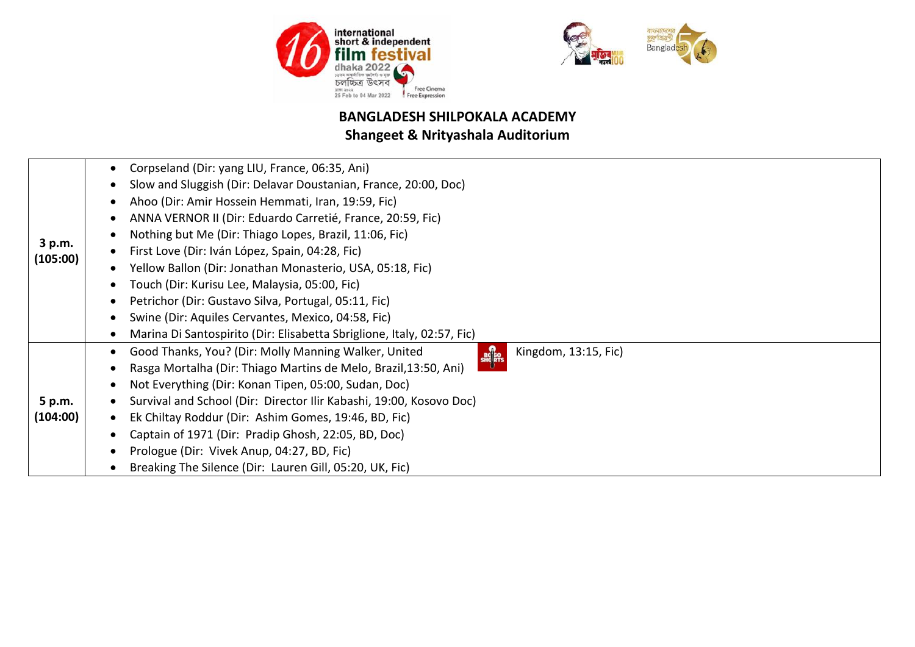## BANGLADESH SHILPOKALA ACADEMY
## Shangeet & Nrityashala Auditorium

| Time | Films |
|---|---|
| **3 p.m. (105:00)** | • Corpseland (Dir: yang LIU, France, 06:35, Ani)<br>• Slow and Sluggish (Dir: Delavar Doustanian, France, 20:00, Doc)<br>• Ahoo (Dir: Amir Hossein Hemmati, Iran, 19:59, Fic)<br>• ANNA VERNOR II (Dir: Eduardo Carretié, France, 20:59, Fic)<br>• Nothing but Me (Dir: Thiago Lopes, Brazil, 11:06, Fic)<br>• First Love (Dir: Iván López, Spain, 04:28, Fic)<br>• Yellow Ballon (Dir: Jonathan Monasterio, USA, 05:18, Fic)<br>• Touch (Dir: Kurisu Lee, Malaysia, 05:00, Fic)<br>• Petrichor (Dir: Gustavo Silva, Portugal, 05:11, Fic)<br>• Swine (Dir: Aquiles Cervantes, Mexico, 04:58, Fic)<br>• Marina Di Santospirito (Dir: Elisabetta Sbriglione, Italy, 02:57, Fic) |
| **5 p.m. (104:00)** | • Good Thanks, You? (Dir: Molly Manning Walker, United Kingdom, 13:15, Fic)<br>• Rasga Mortalha (Dir: Thiago Martins de Melo, Brazil,13:50, Ani)<br>• Not Everything (Dir: Konan Tipen, 05:00, Sudan, Doc)<br>• Survival and School (Dir: Director Ilir Kabashi, 19:00, Kosovo Doc)<br>• Ek Chiltay Roddur (Dir: Ashim Gomes, 19:46, BD, Fic)<br>• Captain of 1971 (Dir: Pradip Ghosh, 22:05, BD, Doc)<br>• Prologue (Dir: Vivek Anup, 04:27, BD, Fic)<br>• Breaking The Silence (Dir: Lauren Gill, 05:20, UK, Fic) |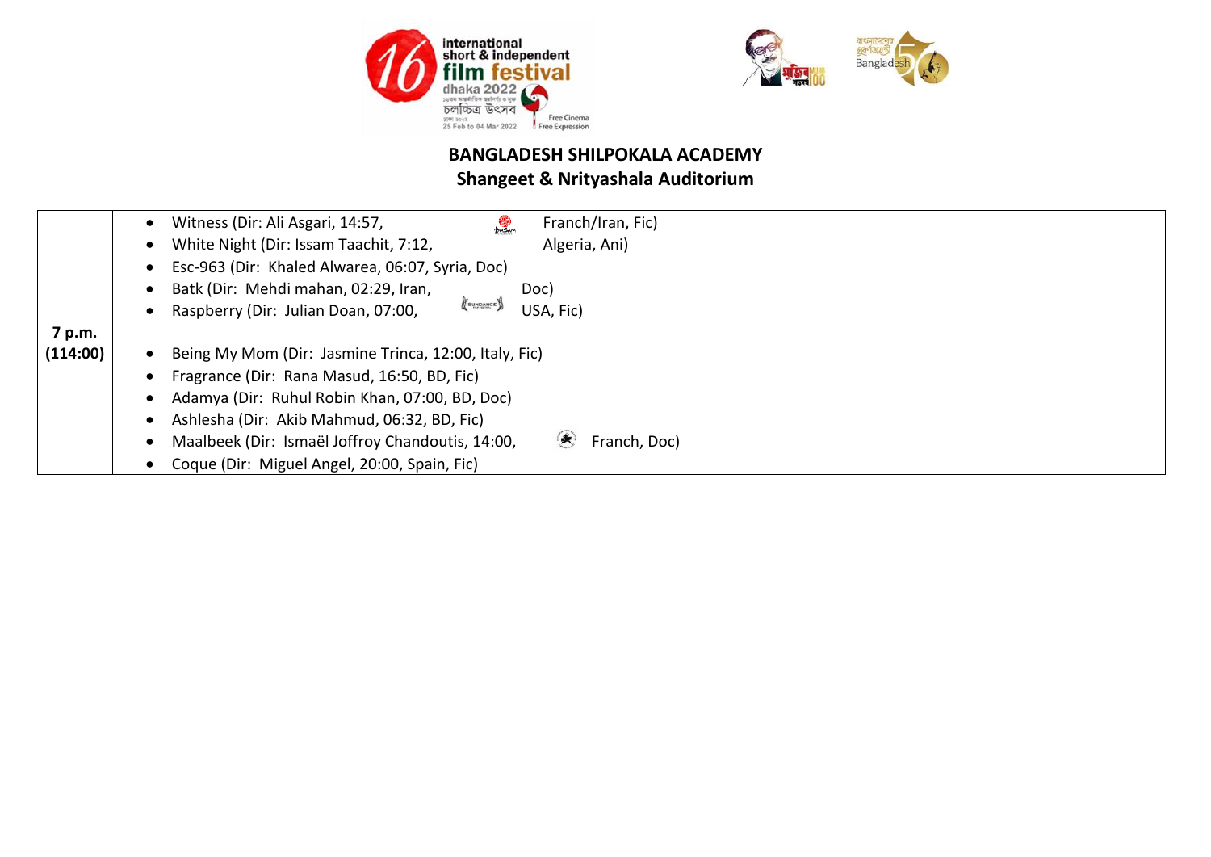## BANGLADESH SHILPOKALA ACADEMY
## Shangeet & Nrityashala Auditorium

| | |
|---|---|
| **7 p.m. (114:00)** | • Witness (Dir: Ali Asgari, 14:57, Franch/Iran, Fic)<br>• White Night (Dir: Issam Taachit, 7:12, Algeria, Ani)<br>• Esc-963 (Dir: Khaled Alwarea, 06:07, Syria, Doc)<br>• Batk (Dir: Mehdi mahan, 02:29, Iran, Doc)<br>• Raspberry (Dir: Julian Doan, 07:00, USA, Fic)<br>• Being My Mom (Dir: Jasmine Trinca, 12:00, Italy, Fic)<br>• Fragrance (Dir: Rana Masud, 16:50, BD, Fic)<br>• Adamya (Dir: Ruhul Robin Khan, 07:00, BD, Doc)<br>• Ashlesha (Dir: Akib Mahmud, 06:32, BD, Fic)<br>• Maalbeek (Dir: Ismaël Joffroy Chandoutis, 14:00, Franch, Doc)<br>• Coque (Dir: Miguel Angel, 20:00, Spain, Fic) |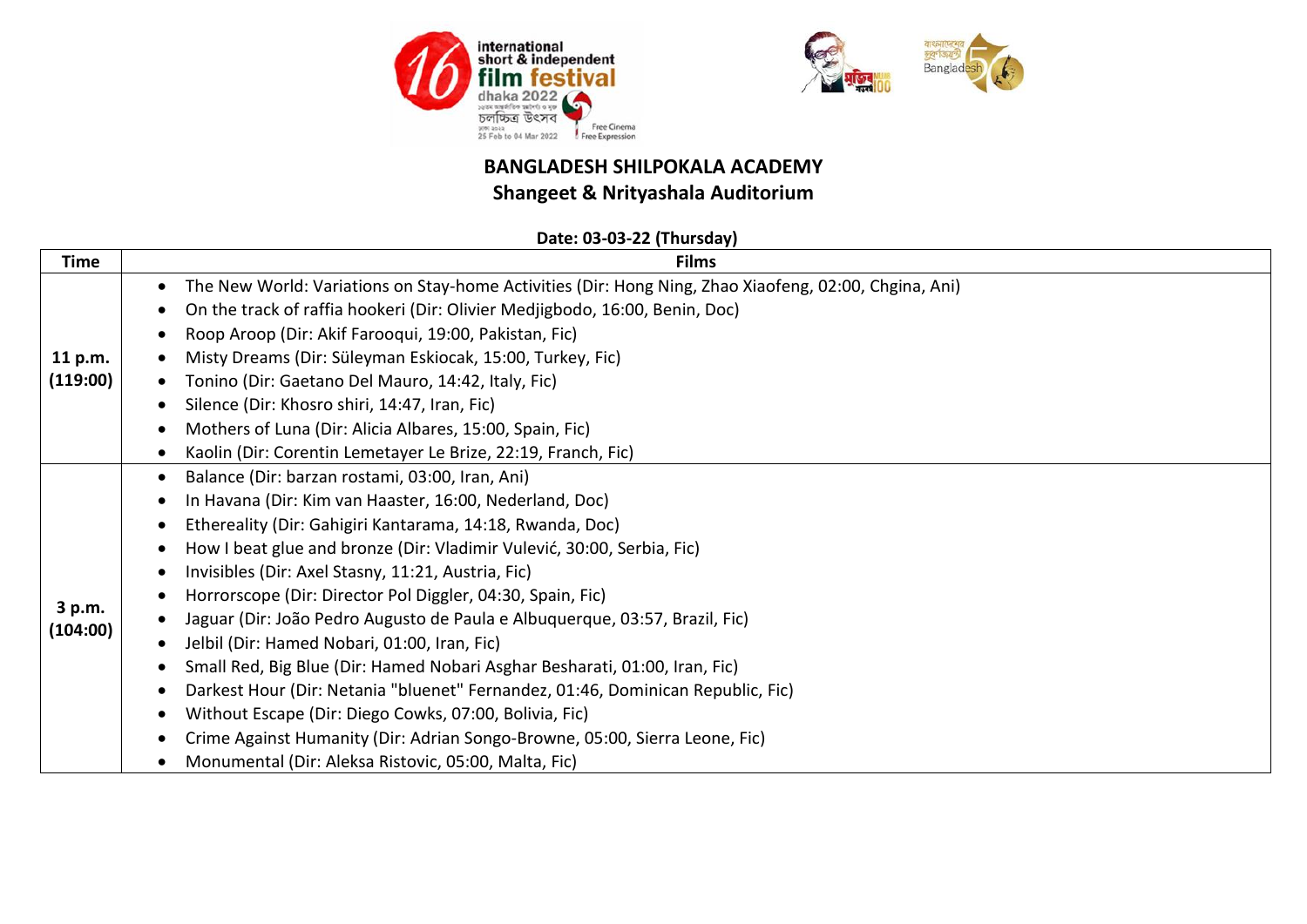## BANGLADESH SHILPOKALA ACADEMY
## Shangeet & Nrityashala Auditorium

**Date: 03-03-22 (Thursday)**

| Time | Films |
|---|---|
| **11 p.m. (119:00)** | • The New World: Variations on Stay-home Activities (Dir: Hong Ning, Zhao Xiaofeng, 02:00, Chgina, Ani)<br>• On the track of raffia hookeri (Dir: Olivier Medjigbodo, 16:00, Benin, Doc)<br>• Roop Aroop (Dir: Akif Farooqui, 19:00, Pakistan, Fic)<br>• Misty Dreams (Dir: Süleyman Eskiocak, 15:00, Turkey, Fic)<br>• Tonino (Dir: Gaetano Del Mauro, 14:42, Italy, Fic)<br>• Silence (Dir: Khosro shiri, 14:47, Iran, Fic)<br>• Mothers of Luna (Dir: Alicia Albares, 15:00, Spain, Fic)<br>• Kaolin (Dir: Corentin Lemetayer Le Brize, 22:19, Franch, Fic) |
| **3 p.m. (104:00)** | • Balance (Dir: barzan rostami, 03:00, Iran, Ani)<br>• In Havana (Dir: Kim van Haaster, 16:00, Nederland, Doc)<br>• Ethereality (Dir: Gahigiri Kantarama, 14:18, Rwanda, Doc)<br>• How I beat glue and bronze (Dir: Vladimir Vulević, 30:00, Serbia, Fic)<br>• Invisibles (Dir: Axel Stasny, 11:21, Austria, Fic)<br>• Horrorscope (Dir: Director Pol Diggler, 04:30, Spain, Fic)<br>• Jaguar (Dir: João Pedro Augusto de Paula e Albuquerque, 03:57, Brazil, Fic)<br>• Jelbil (Dir: Hamed Nobari, 01:00, Iran, Fic)<br>• Small Red, Big Blue (Dir: Hamed Nobari Asghar Besharati, 01:00, Iran, Fic)<br>• Darkest Hour (Dir: Netania "bluenet" Fernandez, 01:46, Dominican Republic, Fic)<br>• Without Escape (Dir: Diego Cowks, 07:00, Bolivia, Fic)<br>• Crime Against Humanity (Dir: Adrian Songo-Browne, 05:00, Sierra Leone, Fic)<br>• Monumental (Dir: Aleksa Ristovic, 05:00, Malta, Fic) |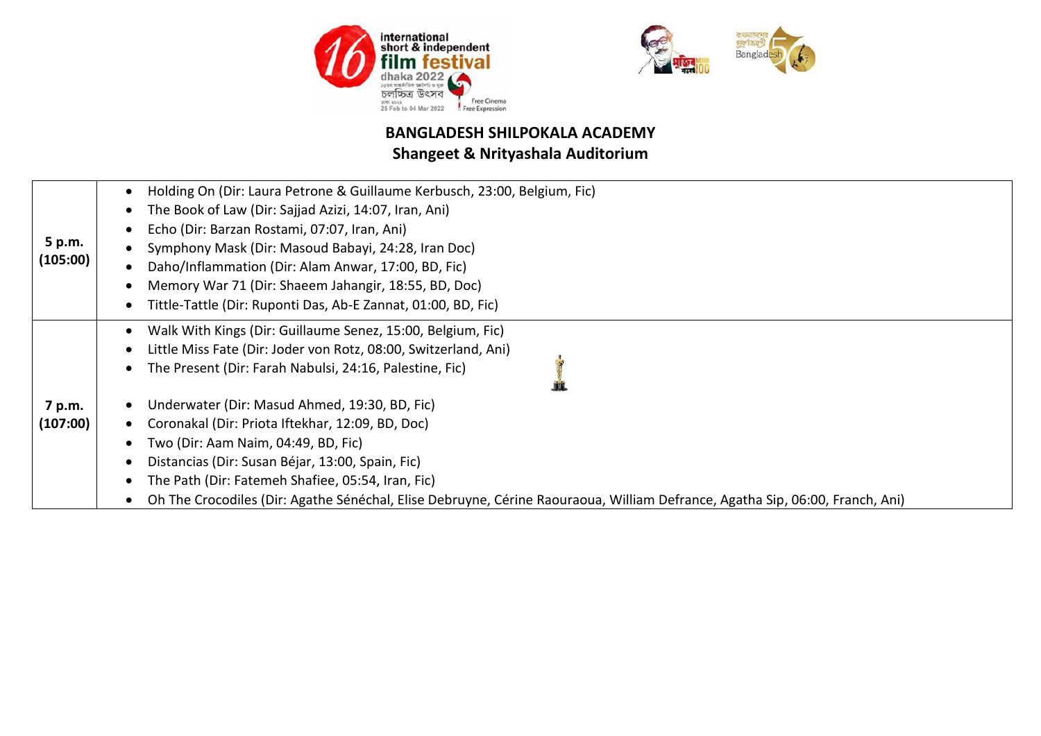**BANGLADESH SHILPOKALA ACADEMY**
**Shangeet & Nrityashala Auditorium**

| Time | Films |
|---|---|
| **5 p.m. (105:00)** | • Holding On (Dir: Laura Petrone & Guillaume Kerbusch, 23:00, Belgium, Fic)<br>• The Book of Law (Dir: Sajjad Azizi, 14:07, Iran, Ani)<br>• Echo (Dir: Barzan Rostami, 07:07, Iran, Ani)<br>• Symphony Mask (Dir: Masoud Babayi, 24:28, Iran Doc)<br>• Daho/Inflammation (Dir: Alam Anwar, 17:00, BD, Fic)<br>• Memory War 71 (Dir: Shaeem Jahangir, 18:55, BD, Doc)<br>• Tittle-Tattle (Dir: Ruponti Das, Ab-E Zannat, 01:00, BD, Fic) |
| **7 p.m. (107:00)** | • Walk With Kings (Dir: Guillaume Senez, 15:00, Belgium, Fic)<br>• Little Miss Fate (Dir: Joder von Rotz, 08:00, Switzerland, Ani)<br>• The Present (Dir: Farah Nabulsi, 24:16, Palestine, Fic)<br>• Underwater (Dir: Masud Ahmed, 19:30, BD, Fic)<br>• Coronakal (Dir: Priota Iftekhar, 12:09, BD, Doc)<br>• Two (Dir: Aam Naim, 04:49, BD, Fic)<br>• Distancias (Dir: Susan Béjar, 13:00, Spain, Fic)<br>• The Path (Dir: Fatemeh Shafiee, 05:54, Iran, Fic)<br>• Oh The Crocodiles (Dir: Agathe Sénéchal, Elise Debruyne, Cérine Raouraoua, William Defrance, Agatha Sip, 06:00, Franch, Ani) |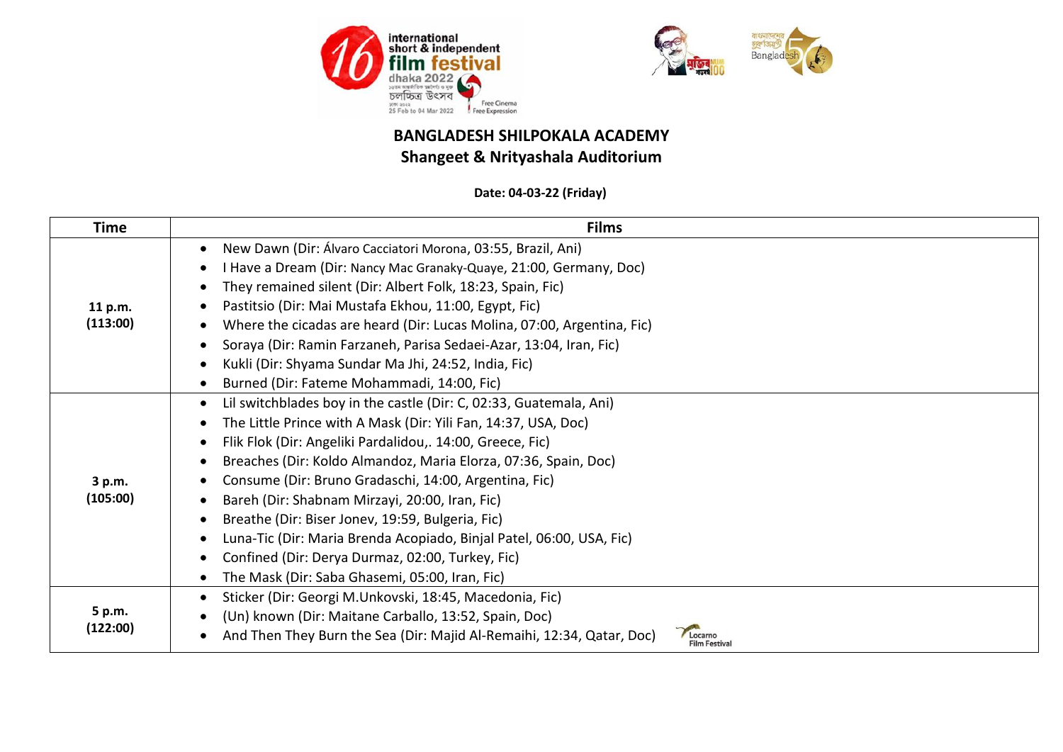## BANGLADESH SHILPOKALA ACADEMY
## Shangeet & Nrityashala Auditorium

**Date: 04-03-22 (Friday)**

| Time | Films |
|---|---|
| **11 p.m. (113:00)** | • New Dawn (Dir: Álvaro Cacciatori Morona, 03:55, Brazil, Ani)<br>• I Have a Dream (Dir: Nancy Mac Granaky-Quaye, 21:00, Germany, Doc)<br>• They remained silent (Dir: Albert Folk, 18:23, Spain, Fic)<br>• Pastitsio (Dir: Mai Mustafa Ekhou, 11:00, Egypt, Fic)<br>• Where the cicadas are heard (Dir: Lucas Molina, 07:00, Argentina, Fic)<br>• Soraya (Dir: Ramin Farzaneh, Parisa Sedaei-Azar, 13:04, Iran, Fic)<br>• Kukli (Dir: Shyama Sundar Ma Jhi, 24:52, India, Fic)<br>• Burned (Dir: Fateme Mohammadi, 14:00, Fic) |
| **3 p.m. (105:00)** | • Lil switchblades boy in the castle (Dir: C, 02:33, Guatemala, Ani)<br>• The Little Prince with A Mask (Dir: Yili Fan, 14:37, USA, Doc)<br>• Flik Flok (Dir: Angeliki Pardalidou,. 14:00, Greece, Fic)<br>• Breaches (Dir: Koldo Almandoz, Maria Elorza, 07:36, Spain, Doc)<br>• Consume (Dir: Bruno Gradaschi, 14:00, Argentina, Fic)<br>• Bareh (Dir: Shabnam Mirzayi, 20:00, Iran, Fic)<br>• Breathe (Dir: Biser Jonev, 19:59, Bulgeria, Fic)<br>• Luna-Tic (Dir: Maria Brenda Acopiado, Binjal Patel, 06:00, USA, Fic)<br>• Confined (Dir: Derya Durmaz, 02:00, Turkey, Fic)<br>• The Mask (Dir: Saba Ghasemi, 05:00, Iran, Fic) |
| **5 p.m. (122:00)** | • Sticker (Dir: Georgi M.Unkovski, 18:45, Macedonia, Fic)<br>• (Un) known (Dir: Maitane Carballo, 13:52, Spain, Doc)<br>• And Then They Burn the Sea (Dir: Majid Al-Remaihi, 12:34, Qatar, Doc) Locarno Film Festival |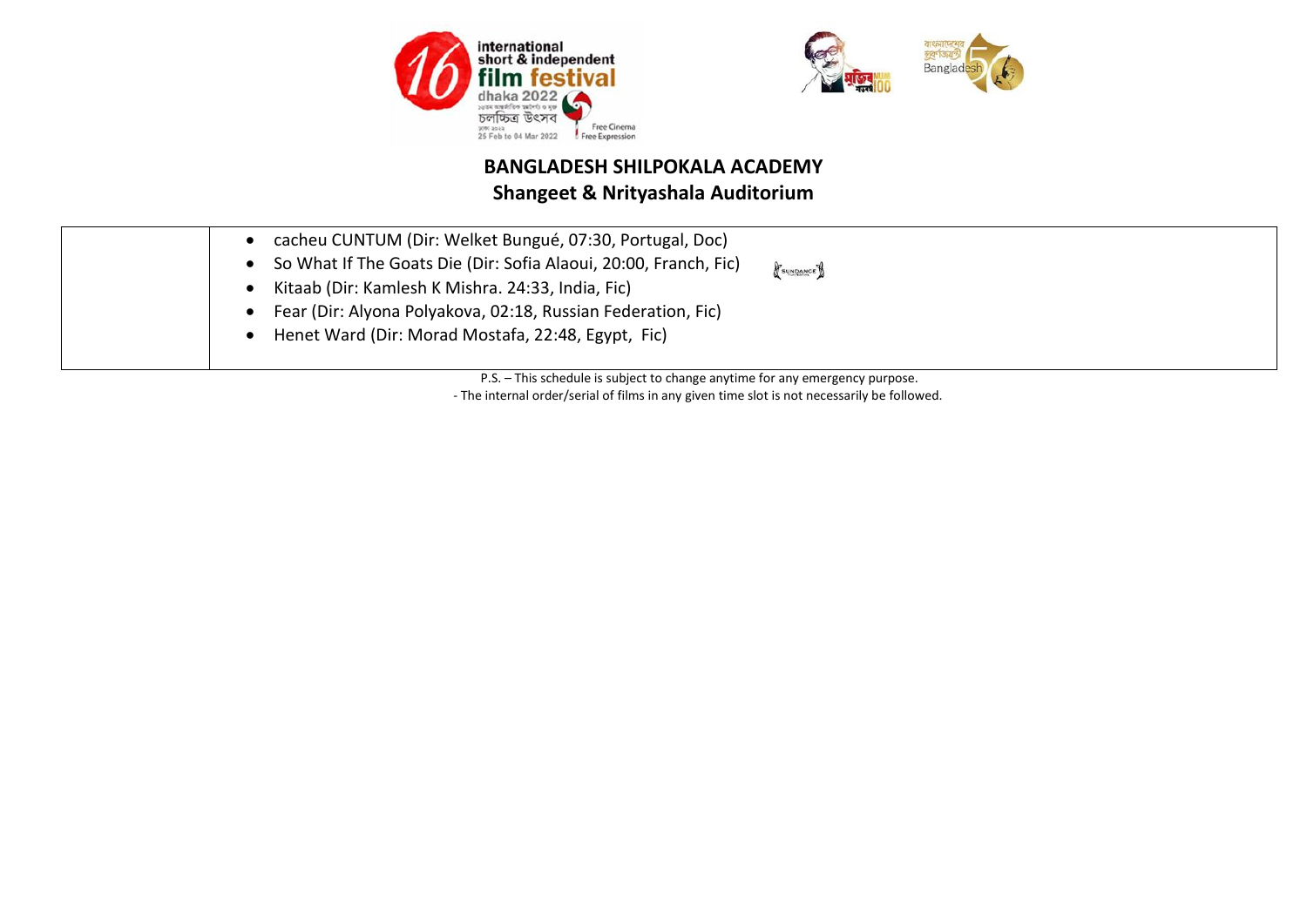## BANGLADESH SHILPOKALA ACADEMY
## Shangeet & Nrityashala Auditorium

| | |
|---|---|
| | • cacheu CUNTUM (Dir: Welket Bungué, 07:30, Portugal, Doc)<br>• So What If The Goats Die (Dir: Sofia Alaoui, 20:00, Franch, Fic) SUNDANCE<br>• Kitaab (Dir: Kamlesh K Mishra. 24:33, India, Fic)<br>• Fear (Dir: Alyona Polyakova, 02:18, Russian Federation, Fic)<br>• Henet Ward (Dir: Morad Mostafa, 22:48, Egypt, Fic) |

P.S. – This schedule is subject to change anytime for any emergency purpose.

- The internal order/serial of films in any given time slot is not necessarily be followed.